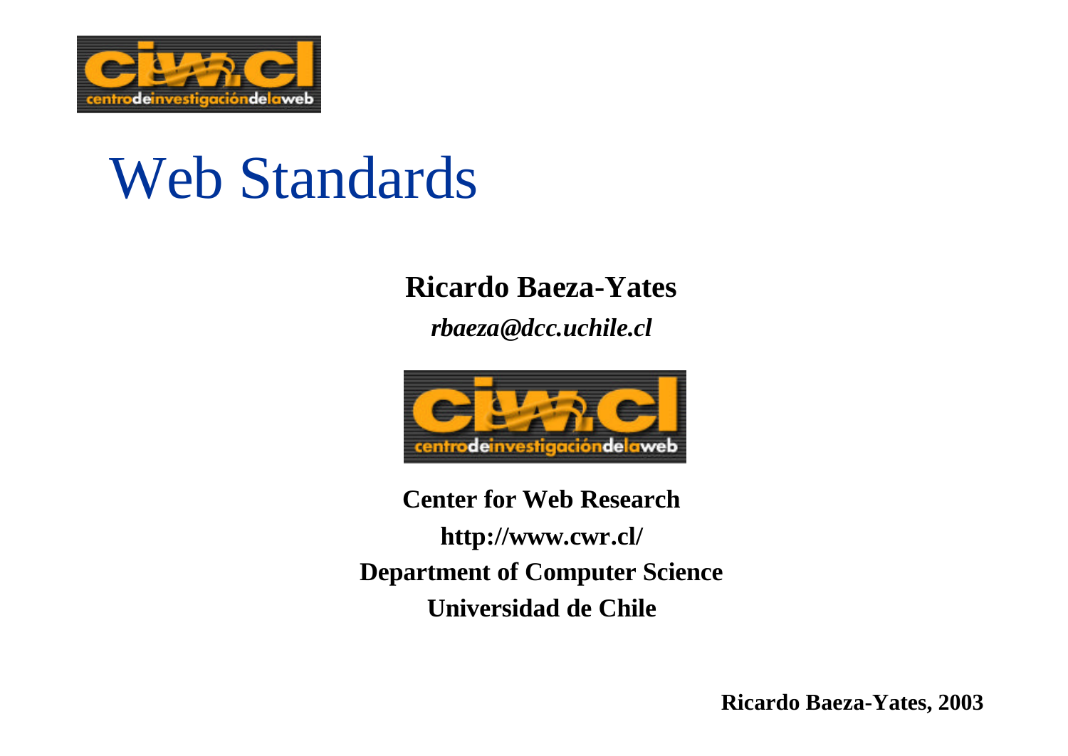# Web Standards

**Ricardo Baeza-Yates**

***rbaeza@dcc.uchile.cl***

**Center for Web Research**

**http://www.cwr.cl/**

**Department of Computer Science**

**Universidad de Chile**

**Ricardo Baeza-Yates, 2003**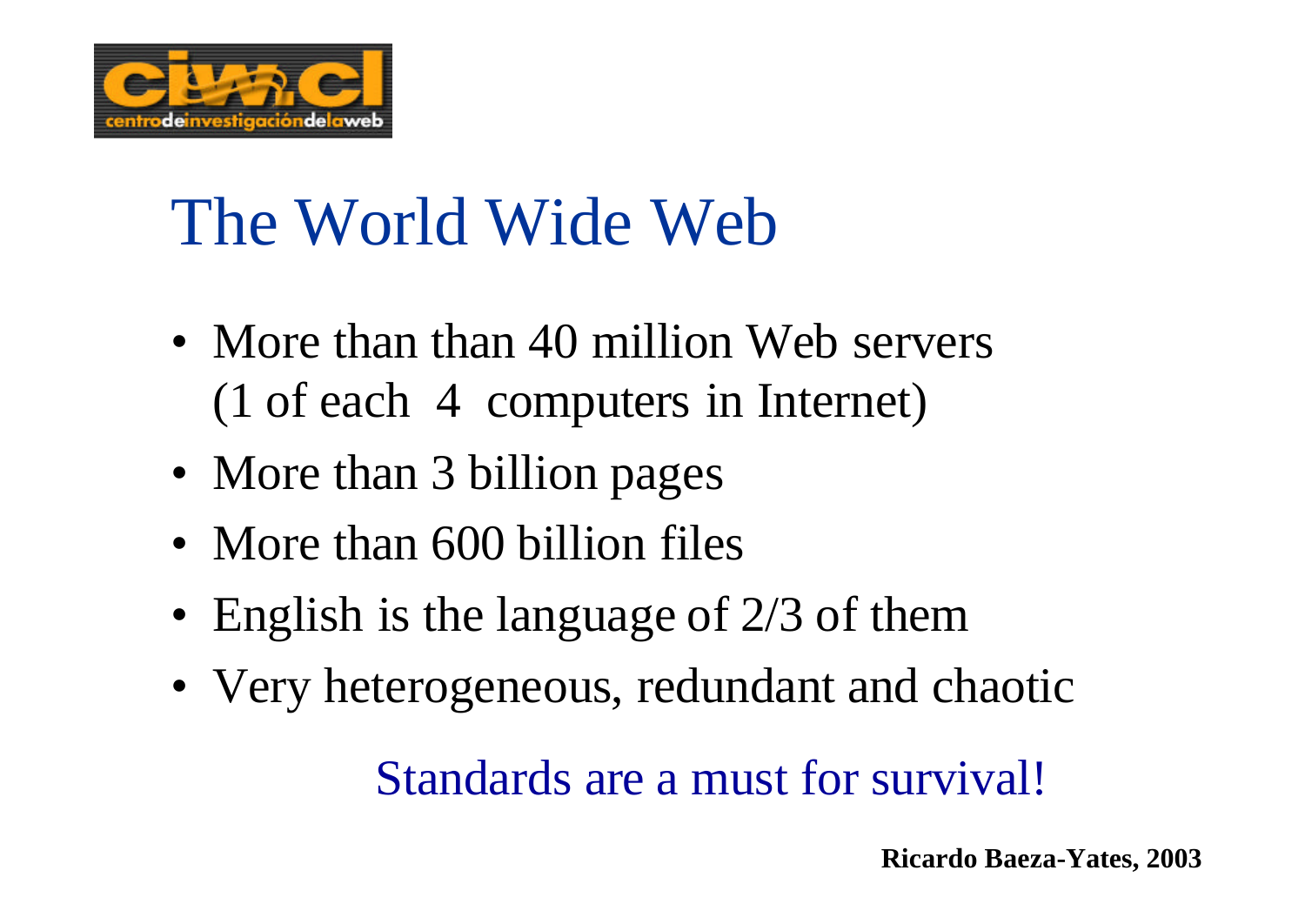# The World Wide Web

- More than than 40 million Web servers (1 of each 4 computers in Internet)
- More than 3 billion pages
- More than 600 billion files
- English is the language of 2/3 of them
- Very heterogeneous, redundant and chaotic

Standards are a must for survival!

**Ricardo Baeza-Yates, 2003**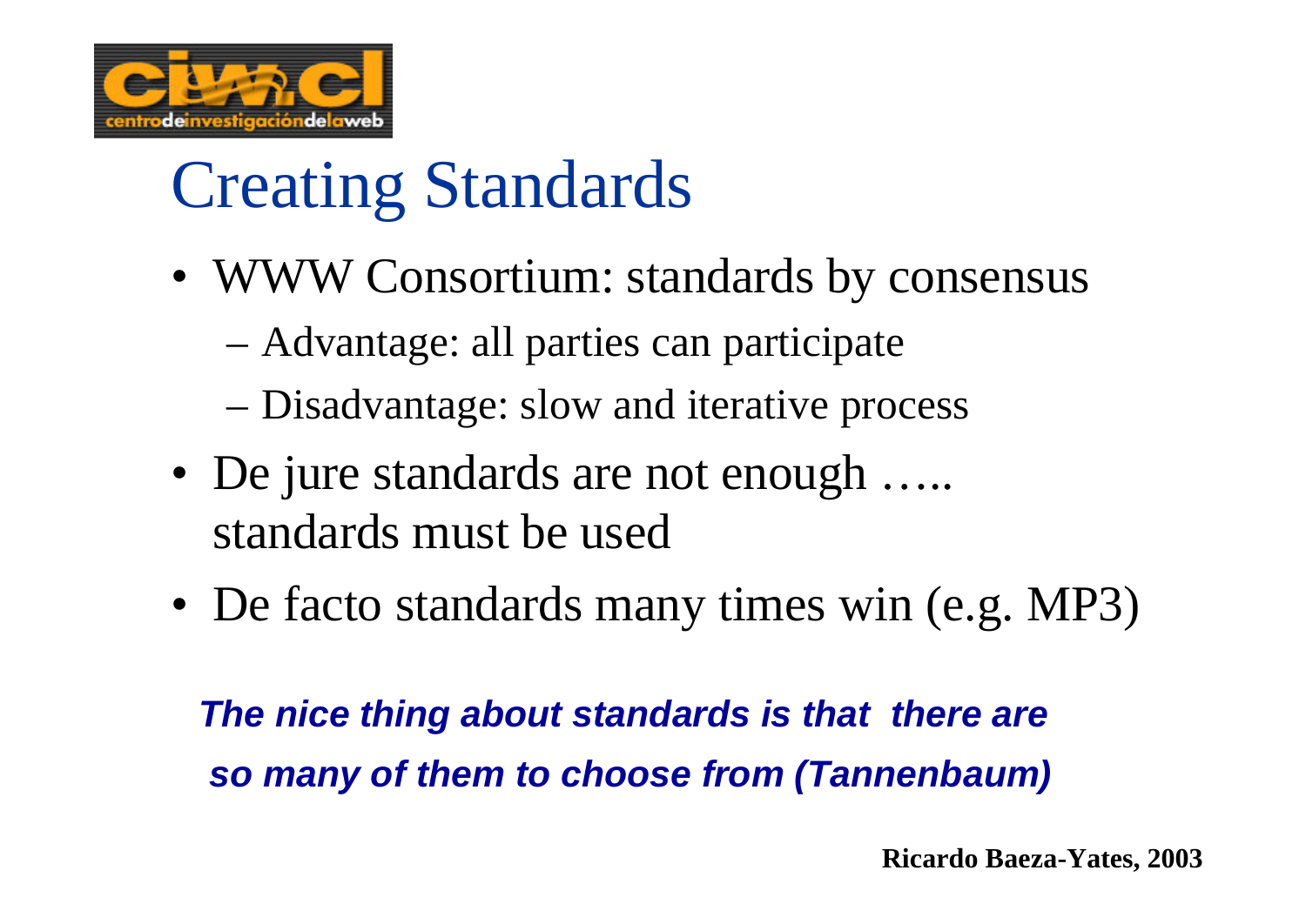# Creating Standards

- WWW Consortium: standards by consensus
  - Advantage: all parties can participate
  - Disadvantage: slow and iterative process
- De jure standards are not enough ….. standards must be used
- De facto standards many times win (e.g. MP3)

***The nice thing about standards is that there are so many of them to choose from (Tannenbaum)***

**Ricardo Baeza-Yates, 2003**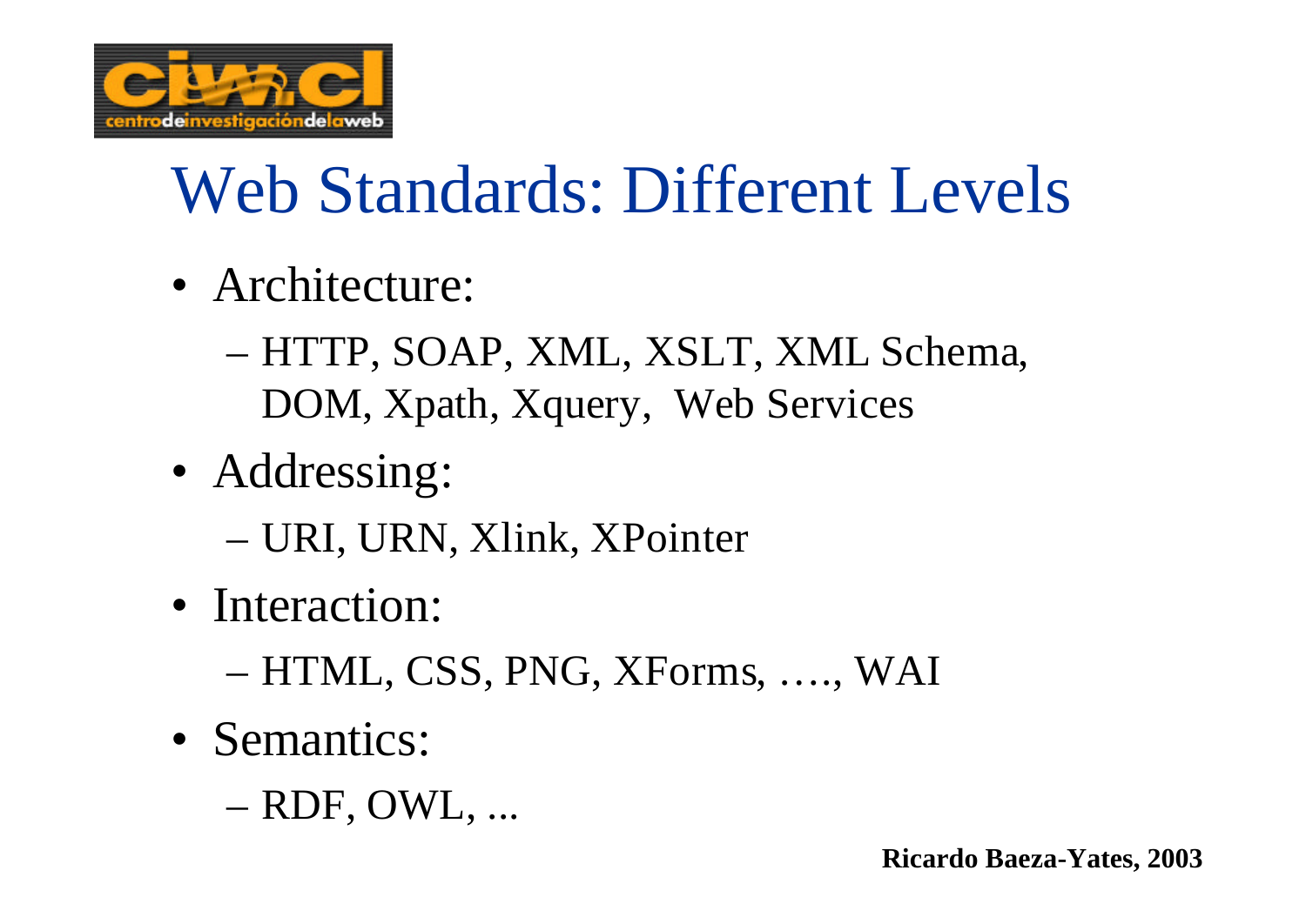# Web Standards: Different Levels

- Architecture:
  - HTTP, SOAP, XML, XSLT, XML Schema, DOM, Xpath, Xquery, Web Services
- Addressing:
  - URI, URN, Xlink, XPointer
- Interaction:
  - HTML, CSS, PNG, XForms, …., WAI
- Semantics:
  - RDF, OWL, ...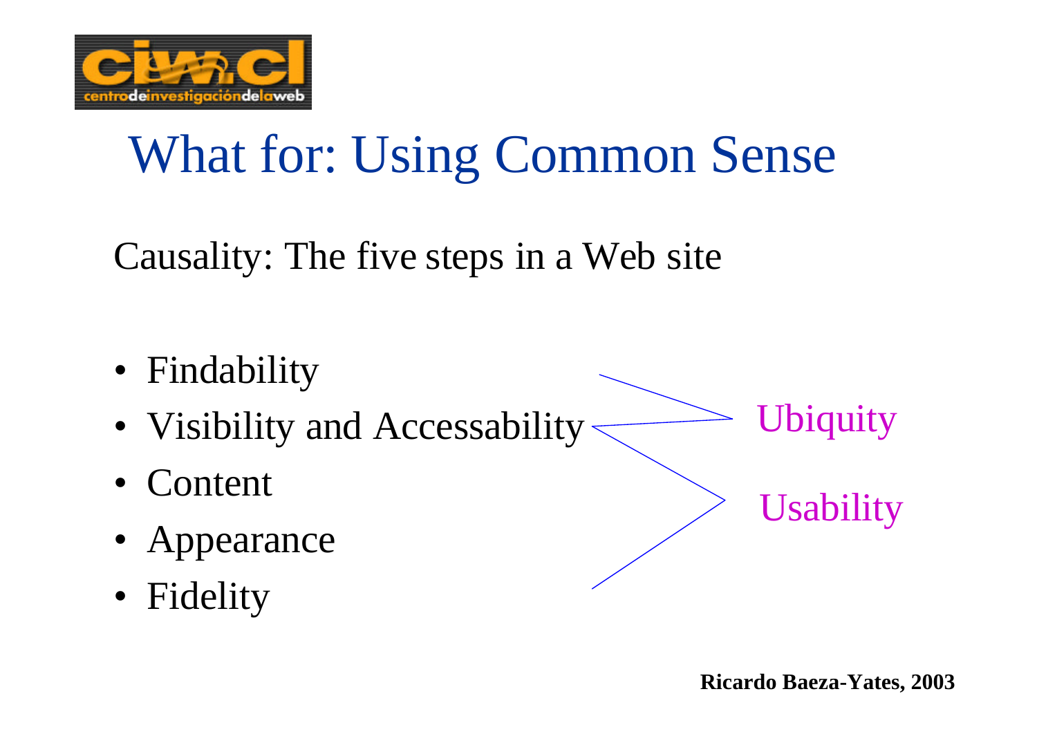# What for: Using Common Sense

Causality: The five steps in a Web site

- Findability
- Visibility and Accessability
- Content
- Appearance
- Fidelity

Ubiquity

Usability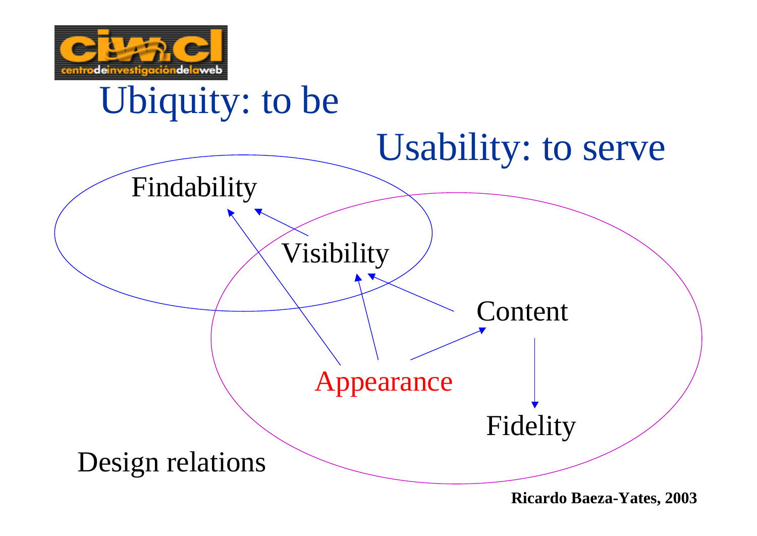# Ubiquity: to be

# Usability: to serve

Findability

Visibility

Content

Appearance

Fidelity

Design relations

**Ricardo Baeza-Yates, 2003**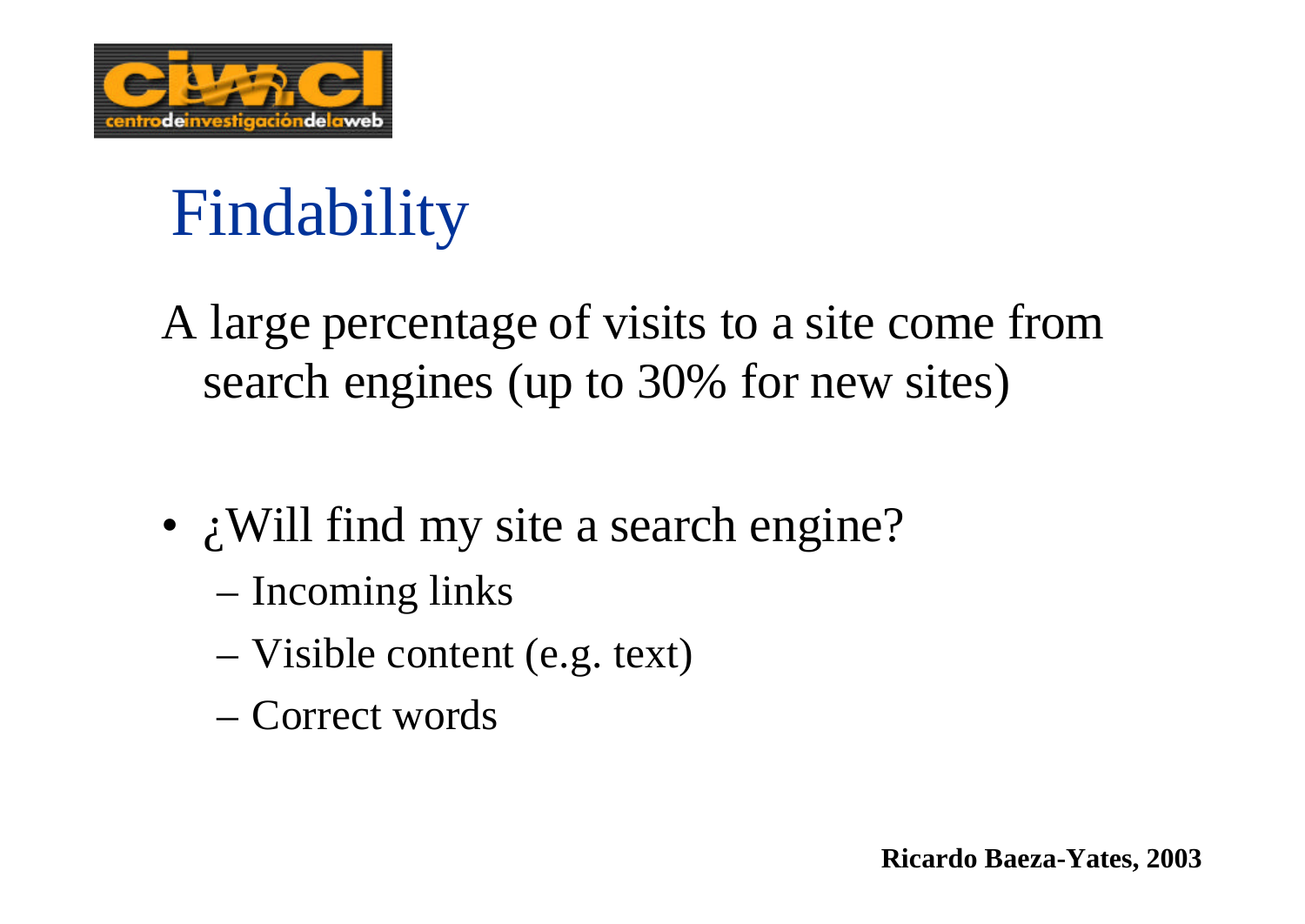# Findability

A large percentage of visits to a site come from search engines (up to 30% for new sites)

- ¿Will find my site a search engine?
  - Incoming links
  - Visible content (e.g. text)
  - Correct words

**Ricardo Baeza-Yates, 2003**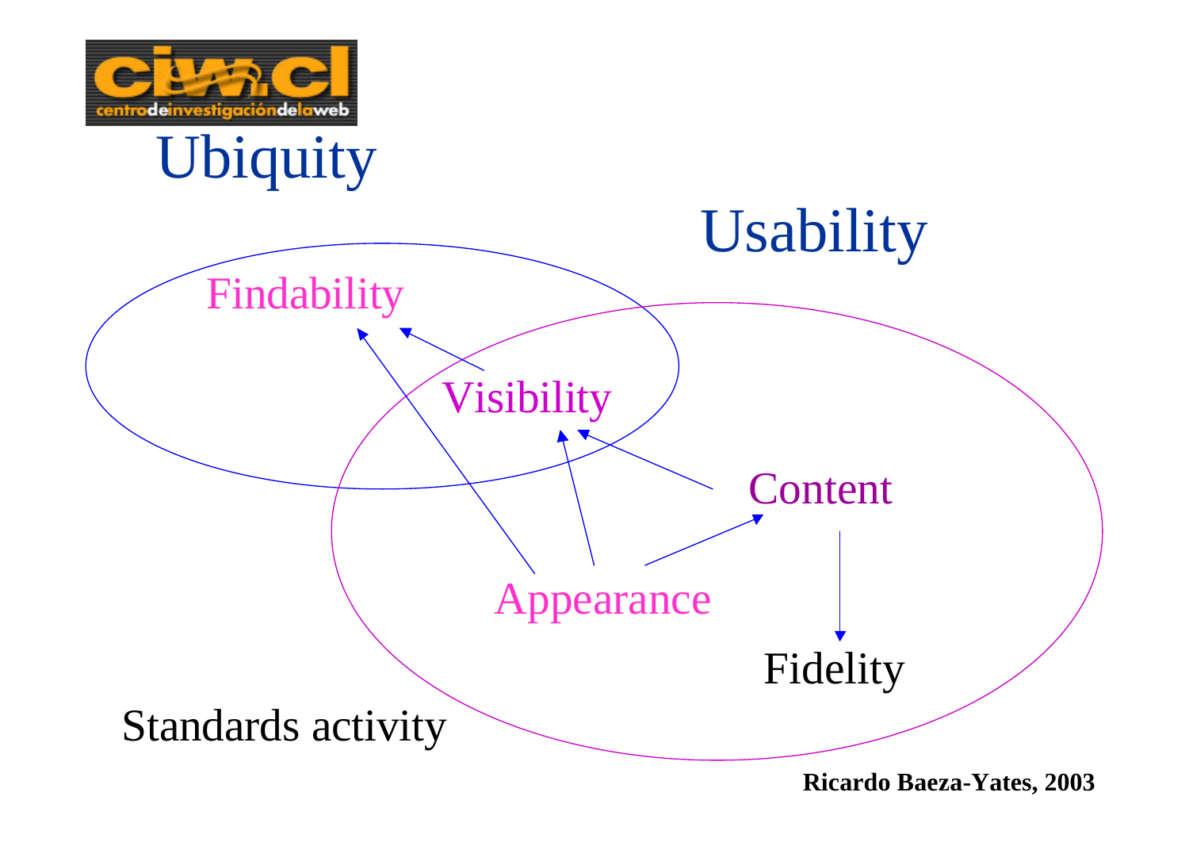# Ubiquity

Usability

Findability

Visibility

Content

Appearance

Fidelity

Standards activity

**Ricardo Baeza-Yates, 2003**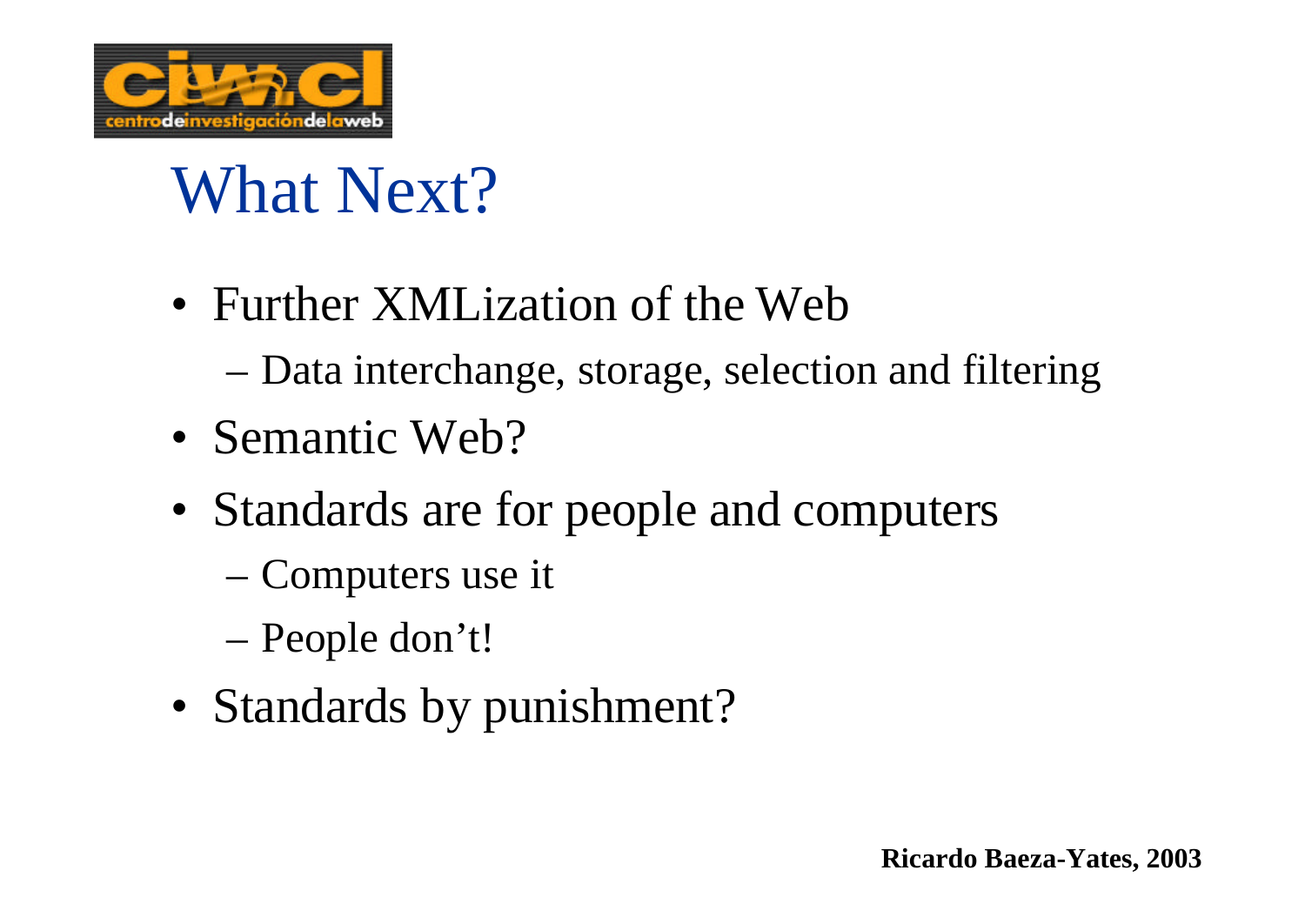# What Next?

- Further XMLization of the Web
  - Data interchange, storage, selection and filtering
- Semantic Web?
- Standards are for people and computers
  - Computers use it
  - People don't!
- Standards by punishment?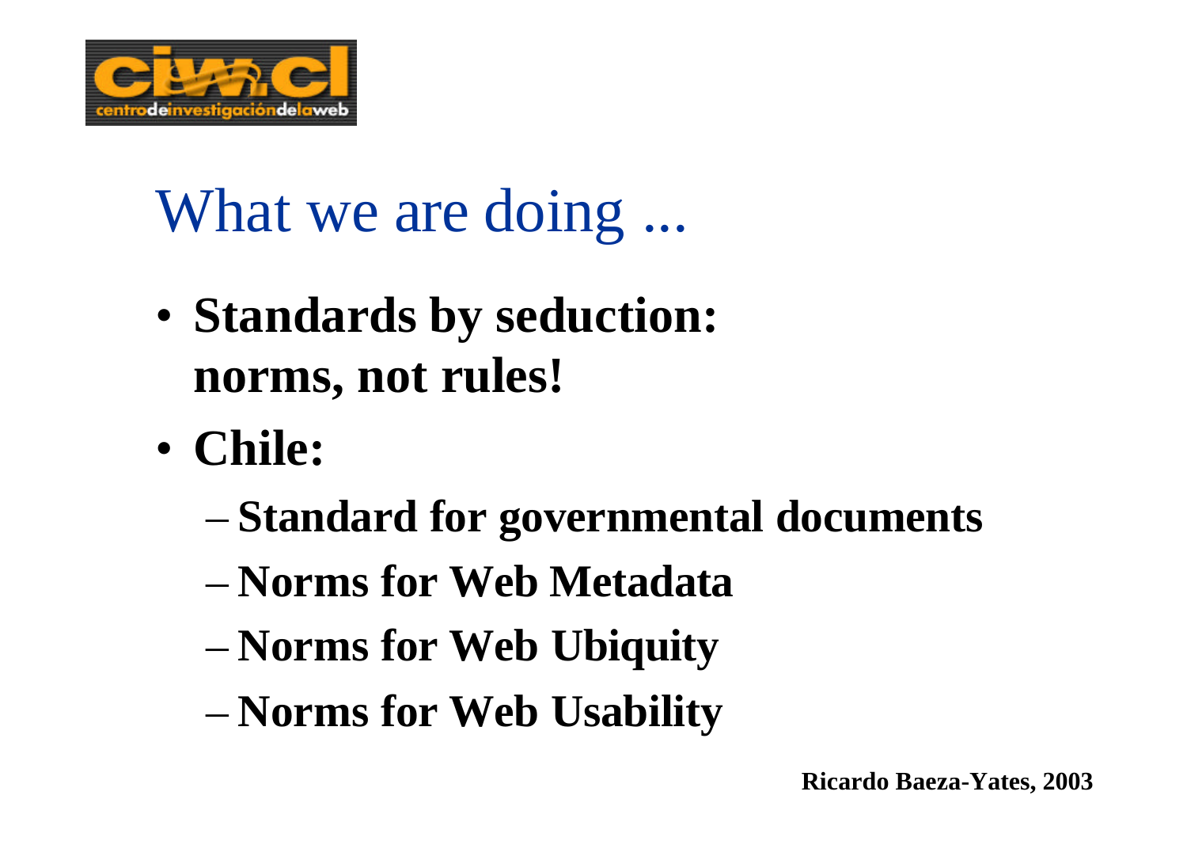# What we are doing ...

- **Standards by seduction: norms, not rules!**
- **Chile:**
  - **Standard for governmental documents**
  - **Norms for Web Metadata**
  - **Norms for Web Ubiquity**
  - **Norms for Web Usability**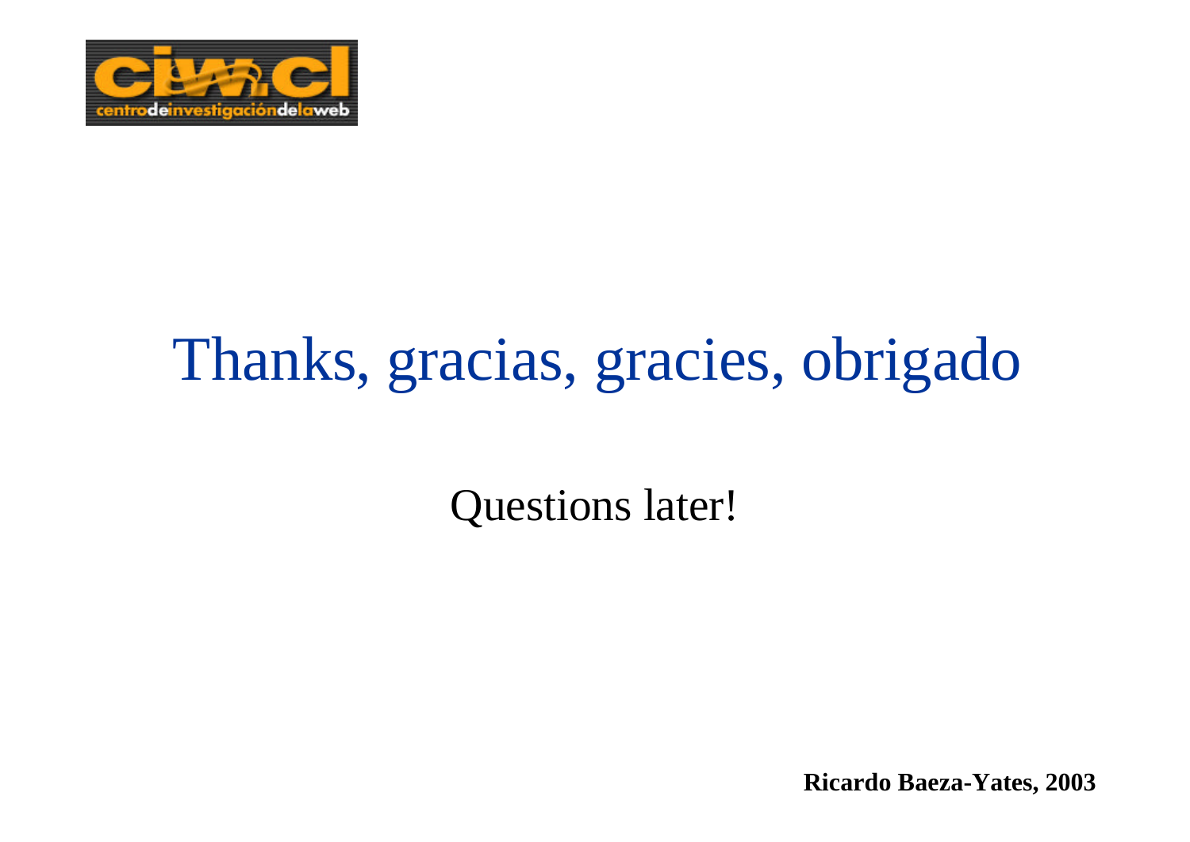# Thanks, gracias, gracies, obrigado

Questions later!